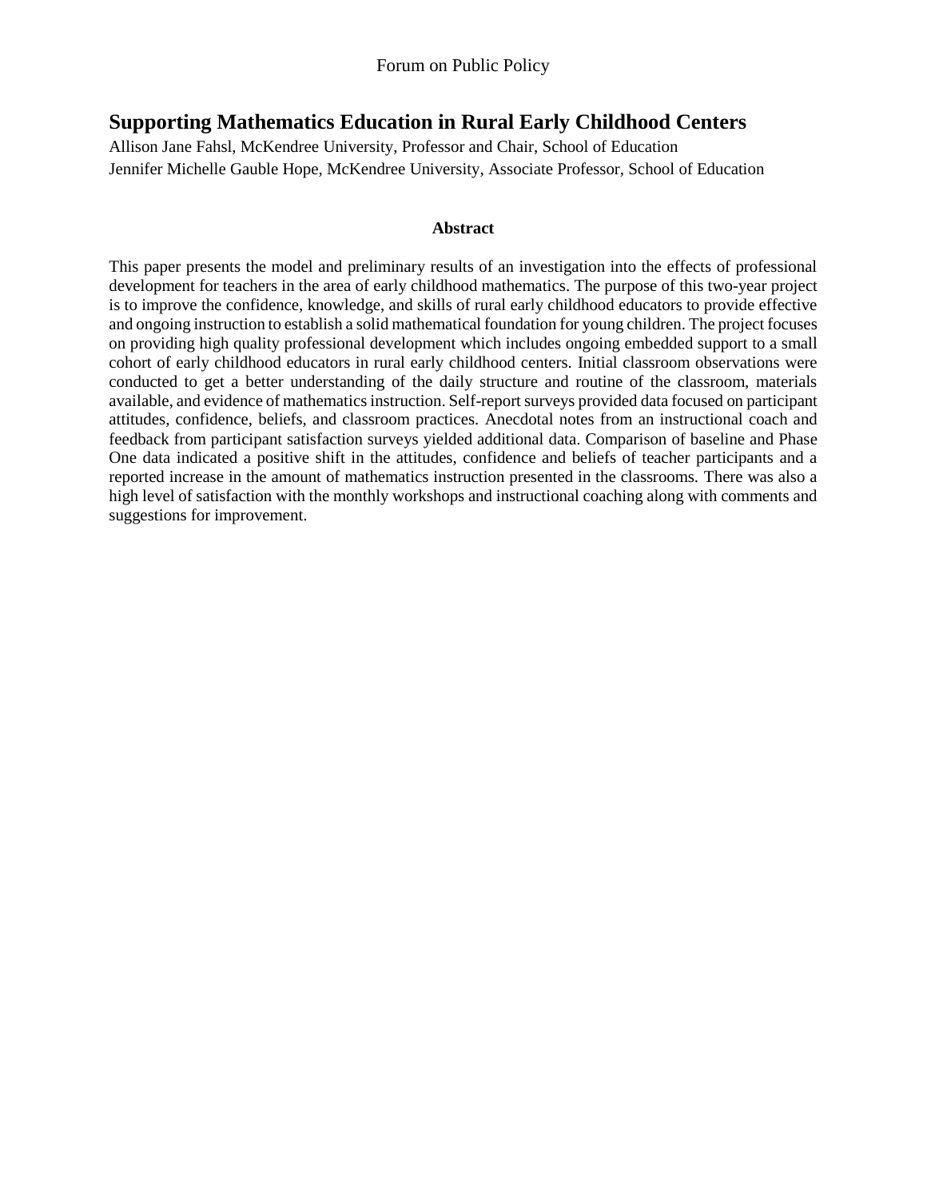# Supporting Mathematics Education in Rural Early Childhood Centers

Allison Jane Fahsl, McKendree University, Professor and Chair, School of Education
Jennifer Michelle Gauble Hope, McKendree University, Associate Professor, School of Education

### Abstract

This paper presents the model and preliminary results of an investigation into the effects of professional development for teachers in the area of early childhood mathematics. The purpose of this two-year project is to improve the confidence, knowledge, and skills of rural early childhood educators to provide effective and ongoing instruction to establish a solid mathematical foundation for young children. The project focuses on providing high quality professional development which includes ongoing embedded support to a small cohort of early childhood educators in rural early childhood centers. Initial classroom observations were conducted to get a better understanding of the daily structure and routine of the classroom, materials available, and evidence of mathematics instruction. Self-report surveys provided data focused on participant attitudes, confidence, beliefs, and classroom practices. Anecdotal notes from an instructional coach and feedback from participant satisfaction surveys yielded additional data. Comparison of baseline and Phase One data indicated a positive shift in the attitudes, confidence and beliefs of teacher participants and a reported increase in the amount of mathematics instruction presented in the classrooms. There was also a high level of satisfaction with the monthly workshops and instructional coaching along with comments and suggestions for improvement.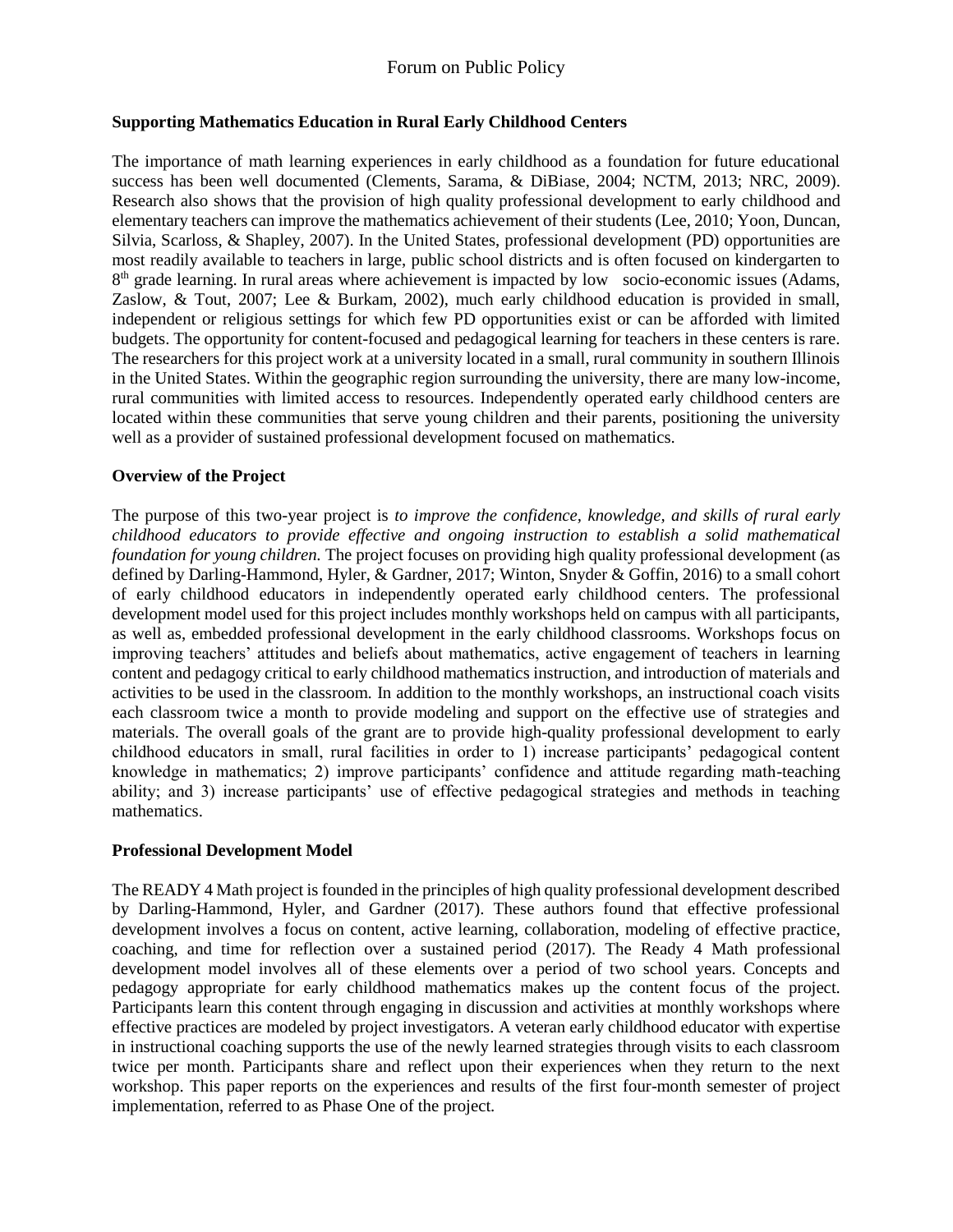**Supporting Mathematics Education in Rural Early Childhood Centers**

The importance of math learning experiences in early childhood as a foundation for future educational success has been well documented (Clements, Sarama, & DiBiase, 2004; NCTM, 2013; NRC, 2009). Research also shows that the provision of high quality professional development to early childhood and elementary teachers can improve the mathematics achievement of their students (Lee, 2010; Yoon, Duncan, Silvia, Scarloss, & Shapley, 2007). In the United States, professional development (PD) opportunities are most readily available to teachers in large, public school districts and is often focused on kindergarten to 8th grade learning. In rural areas where achievement is impacted by low socio-economic issues (Adams, Zaslow, & Tout, 2007; Lee & Burkam, 2002), much early childhood education is provided in small, independent or religious settings for which few PD opportunities exist or can be afforded with limited budgets. The opportunity for content-focused and pedagogical learning for teachers in these centers is rare. The researchers for this project work at a university located in a small, rural community in southern Illinois in the United States. Within the geographic region surrounding the university, there are many low-income, rural communities with limited access to resources. Independently operated early childhood centers are located within these communities that serve young children and their parents, positioning the university well as a provider of sustained professional development focused on mathematics.

**Overview of the Project**

The purpose of this two-year project is *to improve the confidence, knowledge, and skills of rural early childhood educators to provide effective and ongoing instruction to establish a solid mathematical foundation for young children.* The project focuses on providing high quality professional development (as defined by Darling-Hammond, Hyler, & Gardner, 2017; Winton, Snyder & Goffin, 2016) to a small cohort of early childhood educators in independently operated early childhood centers. The professional development model used for this project includes monthly workshops held on campus with all participants, as well as, embedded professional development in the early childhood classrooms. Workshops focus on improving teachers' attitudes and beliefs about mathematics, active engagement of teachers in learning content and pedagogy critical to early childhood mathematics instruction, and introduction of materials and activities to be used in the classroom. In addition to the monthly workshops, an instructional coach visits each classroom twice a month to provide modeling and support on the effective use of strategies and materials. The overall goals of the grant are to provide high-quality professional development to early childhood educators in small, rural facilities in order to 1) increase participants' pedagogical content knowledge in mathematics; 2) improve participants' confidence and attitude regarding math-teaching ability; and 3) increase participants' use of effective pedagogical strategies and methods in teaching mathematics.

**Professional Development Model**

The READY 4 Math project is founded in the principles of high quality professional development described by Darling-Hammond, Hyler, and Gardner (2017). These authors found that effective professional development involves a focus on content, active learning, collaboration, modeling of effective practice, coaching, and time for reflection over a sustained period (2017). The Ready 4 Math professional development model involves all of these elements over a period of two school years. Concepts and pedagogy appropriate for early childhood mathematics makes up the content focus of the project. Participants learn this content through engaging in discussion and activities at monthly workshops where effective practices are modeled by project investigators. A veteran early childhood educator with expertise in instructional coaching supports the use of the newly learned strategies through visits to each classroom twice per month. Participants share and reflect upon their experiences when they return to the next workshop. This paper reports on the experiences and results of the first four-month semester of project implementation, referred to as Phase One of the project.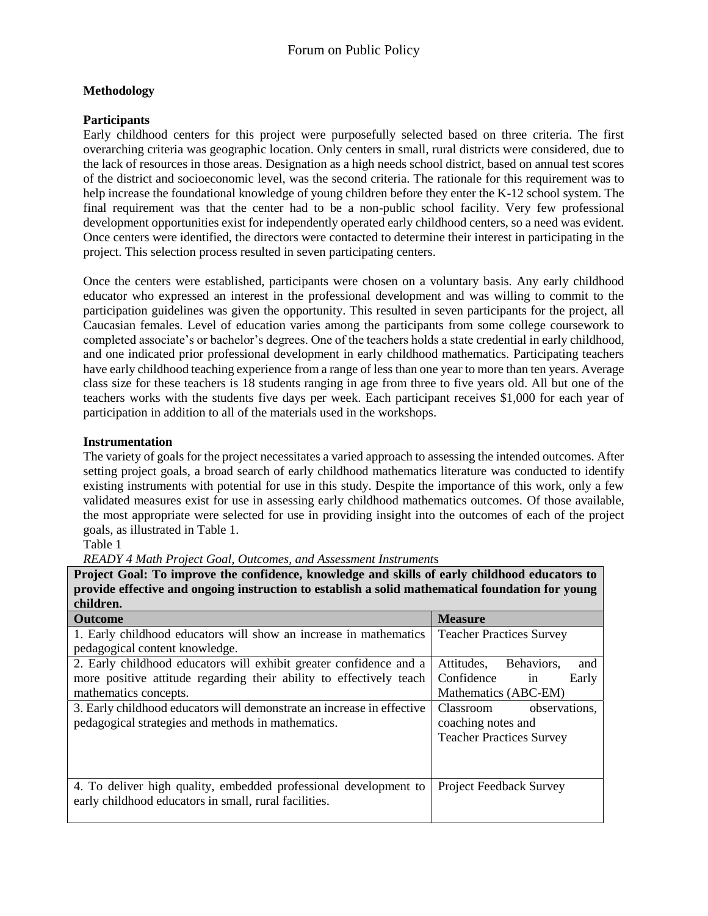## Methodology

### Participants

Early childhood centers for this project were purposefully selected based on three criteria. The first overarching criteria was geographic location. Only centers in small, rural districts were considered, due to the lack of resources in those areas. Designation as a high needs school district, based on annual test scores of the district and socioeconomic level, was the second criteria. The rationale for this requirement was to help increase the foundational knowledge of young children before they enter the K-12 school system. The final requirement was that the center had to be a non-public school facility. Very few professional development opportunities exist for independently operated early childhood centers, so a need was evident. Once centers were identified, the directors were contacted to determine their interest in participating in the project. This selection process resulted in seven participating centers.

Once the centers were established, participants were chosen on a voluntary basis. Any early childhood educator who expressed an interest in the professional development and was willing to commit to the participation guidelines was given the opportunity. This resulted in seven participants for the project, all Caucasian females. Level of education varies among the participants from some college coursework to completed associate's or bachelor's degrees. One of the teachers holds a state credential in early childhood, and one indicated prior professional development in early childhood mathematics. Participating teachers have early childhood teaching experience from a range of less than one year to more than ten years. Average class size for these teachers is 18 students ranging in age from three to five years old. All but one of the teachers works with the students five days per week. Each participant receives $1,000 for each year of participation in addition to all of the materials used in the workshops.

### Instrumentation

The variety of goals for the project necessitates a varied approach to assessing the intended outcomes. After setting project goals, a broad search of early childhood mathematics literature was conducted to identify existing instruments with potential for use in this study. Despite the importance of this work, only a few validated measures exist for use in assessing early childhood mathematics outcomes. Of those available, the most appropriate were selected for use in providing insight into the outcomes of each of the project goals, as illustrated in Table 1.

Table 1

*READY 4 Math Project Goal, Outcomes, and Assessment Instruments*

| **Project Goal: To improve the confidence, knowledge and skills of early childhood educators to provide effective and ongoing instruction to establish a solid mathematical foundation for young children.** | |
|---|---|
| **Outcome** | **Measure** |
| 1. Early childhood educators will show an increase in mathematics pedagogical content knowledge. | Teacher Practices Survey |
| 2. Early childhood educators will exhibit greater confidence and a more positive attitude regarding their ability to effectively teach mathematics concepts. | Attitudes, Behaviors, and Confidence in Early Mathematics (ABC-EM) |
| 3. Early childhood educators will demonstrate an increase in effective pedagogical strategies and methods in mathematics. | Classroom observations, coaching notes and Teacher Practices Survey |
| 4. To deliver high quality, embedded professional development to early childhood educators in small, rural facilities. | Project Feedback Survey |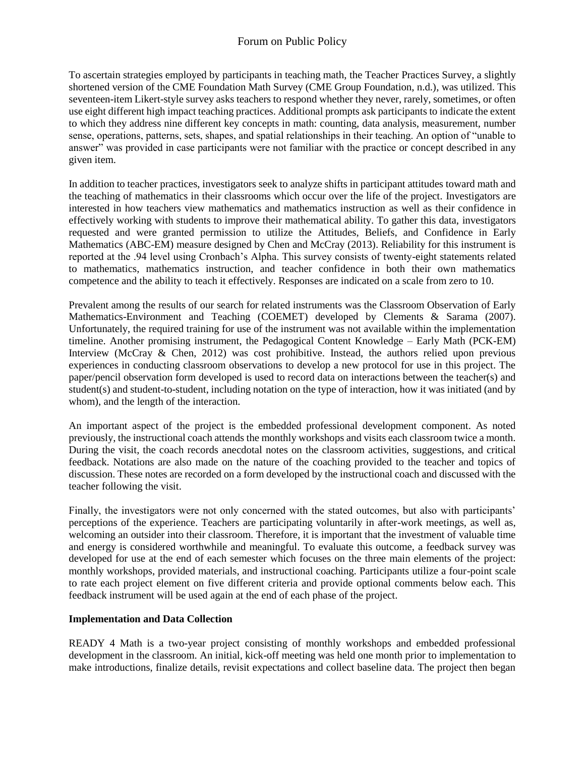To ascertain strategies employed by participants in teaching math, the Teacher Practices Survey, a slightly shortened version of the CME Foundation Math Survey (CME Group Foundation, n.d.), was utilized. This seventeen-item Likert-style survey asks teachers to respond whether they never, rarely, sometimes, or often use eight different high impact teaching practices. Additional prompts ask participants to indicate the extent to which they address nine different key concepts in math: counting, data analysis, measurement, number sense, operations, patterns, sets, shapes, and spatial relationships in their teaching. An option of "unable to answer" was provided in case participants were not familiar with the practice or concept described in any given item.

In addition to teacher practices, investigators seek to analyze shifts in participant attitudes toward math and the teaching of mathematics in their classrooms which occur over the life of the project. Investigators are interested in how teachers view mathematics and mathematics instruction as well as their confidence in effectively working with students to improve their mathematical ability. To gather this data, investigators requested and were granted permission to utilize the Attitudes, Beliefs, and Confidence in Early Mathematics (ABC-EM) measure designed by Chen and McCray (2013). Reliability for this instrument is reported at the .94 level using Cronbach's Alpha. This survey consists of twenty-eight statements related to mathematics, mathematics instruction, and teacher confidence in both their own mathematics competence and the ability to teach it effectively. Responses are indicated on a scale from zero to 10.

Prevalent among the results of our search for related instruments was the Classroom Observation of Early Mathematics-Environment and Teaching (COEMET) developed by Clements & Sarama (2007). Unfortunately, the required training for use of the instrument was not available within the implementation timeline. Another promising instrument, the Pedagogical Content Knowledge – Early Math (PCK-EM) Interview (McCray & Chen, 2012) was cost prohibitive. Instead, the authors relied upon previous experiences in conducting classroom observations to develop a new protocol for use in this project. The paper/pencil observation form developed is used to record data on interactions between the teacher(s) and student(s) and student-to-student, including notation on the type of interaction, how it was initiated (and by whom), and the length of the interaction.

An important aspect of the project is the embedded professional development component. As noted previously, the instructional coach attends the monthly workshops and visits each classroom twice a month. During the visit, the coach records anecdotal notes on the classroom activities, suggestions, and critical feedback. Notations are also made on the nature of the coaching provided to the teacher and topics of discussion. These notes are recorded on a form developed by the instructional coach and discussed with the teacher following the visit.

Finally, the investigators were not only concerned with the stated outcomes, but also with participants' perceptions of the experience. Teachers are participating voluntarily in after-work meetings, as well as, welcoming an outsider into their classroom. Therefore, it is important that the investment of valuable time and energy is considered worthwhile and meaningful. To evaluate this outcome, a feedback survey was developed for use at the end of each semester which focuses on the three main elements of the project: monthly workshops, provided materials, and instructional coaching. Participants utilize a four-point scale to rate each project element on five different criteria and provide optional comments below each. This feedback instrument will be used again at the end of each phase of the project.

**Implementation and Data Collection**

READY 4 Math is a two-year project consisting of monthly workshops and embedded professional development in the classroom. An initial, kick-off meeting was held one month prior to implementation to make introductions, finalize details, revisit expectations and collect baseline data. The project then began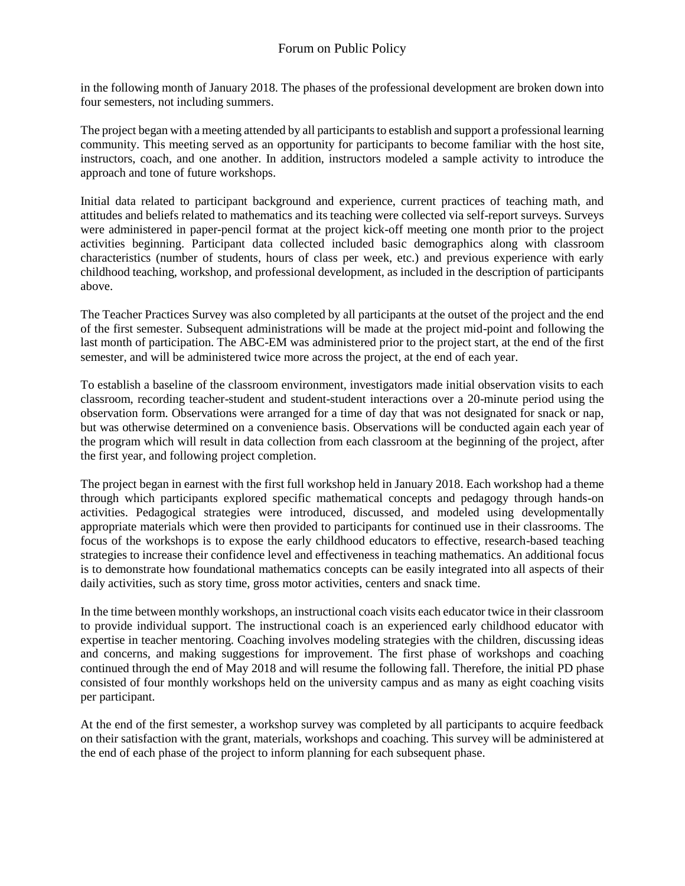in the following month of January 2018. The phases of the professional development are broken down into four semesters, not including summers.

The project began with a meeting attended by all participants to establish and support a professional learning community. This meeting served as an opportunity for participants to become familiar with the host site, instructors, coach, and one another. In addition, instructors modeled a sample activity to introduce the approach and tone of future workshops.

Initial data related to participant background and experience, current practices of teaching math, and attitudes and beliefs related to mathematics and its teaching were collected via self-report surveys. Surveys were administered in paper-pencil format at the project kick-off meeting one month prior to the project activities beginning. Participant data collected included basic demographics along with classroom characteristics (number of students, hours of class per week, etc.) and previous experience with early childhood teaching, workshop, and professional development, as included in the description of participants above.

The Teacher Practices Survey was also completed by all participants at the outset of the project and the end of the first semester. Subsequent administrations will be made at the project mid-point and following the last month of participation. The ABC-EM was administered prior to the project start, at the end of the first semester, and will be administered twice more across the project, at the end of each year.

To establish a baseline of the classroom environment, investigators made initial observation visits to each classroom, recording teacher-student and student-student interactions over a 20-minute period using the observation form. Observations were arranged for a time of day that was not designated for snack or nap, but was otherwise determined on a convenience basis. Observations will be conducted again each year of the program which will result in data collection from each classroom at the beginning of the project, after the first year, and following project completion.

The project began in earnest with the first full workshop held in January 2018. Each workshop had a theme through which participants explored specific mathematical concepts and pedagogy through hands-on activities. Pedagogical strategies were introduced, discussed, and modeled using developmentally appropriate materials which were then provided to participants for continued use in their classrooms. The focus of the workshops is to expose the early childhood educators to effective, research-based teaching strategies to increase their confidence level and effectiveness in teaching mathematics. An additional focus is to demonstrate how foundational mathematics concepts can be easily integrated into all aspects of their daily activities, such as story time, gross motor activities, centers and snack time.

In the time between monthly workshops, an instructional coach visits each educator twice in their classroom to provide individual support. The instructional coach is an experienced early childhood educator with expertise in teacher mentoring. Coaching involves modeling strategies with the children, discussing ideas and concerns, and making suggestions for improvement. The first phase of workshops and coaching continued through the end of May 2018 and will resume the following fall. Therefore, the initial PD phase consisted of four monthly workshops held on the university campus and as many as eight coaching visits per participant.

At the end of the first semester, a workshop survey was completed by all participants to acquire feedback on their satisfaction with the grant, materials, workshops and coaching. This survey will be administered at the end of each phase of the project to inform planning for each subsequent phase.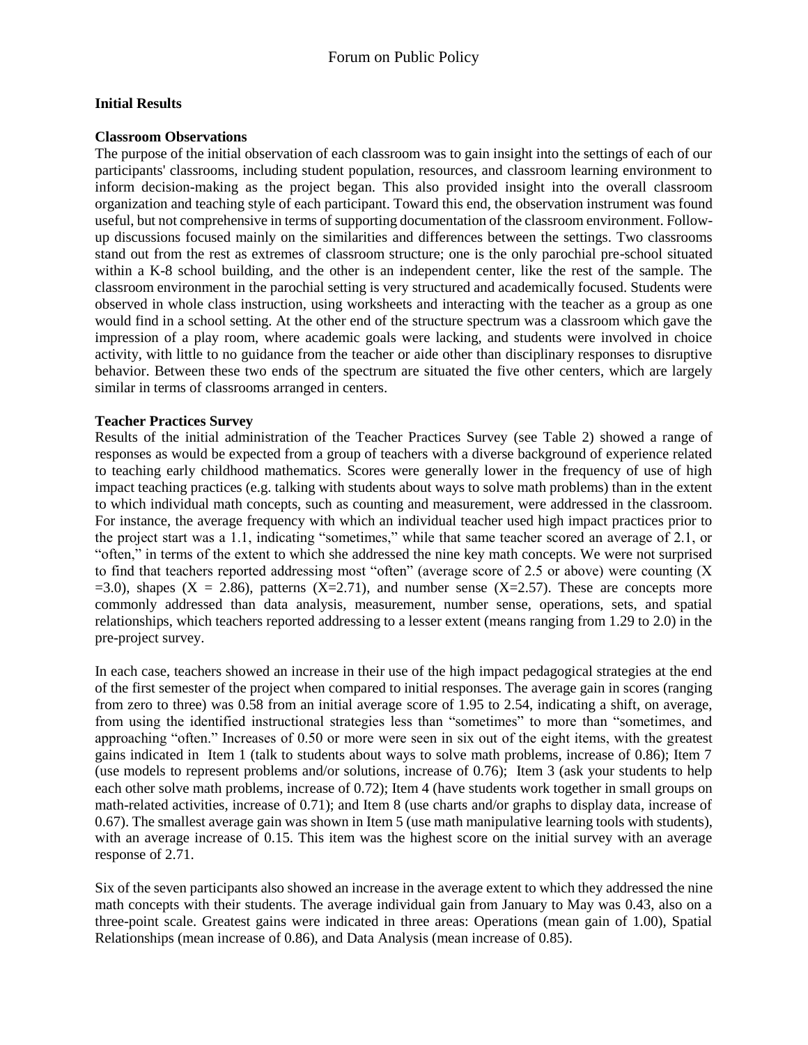### Initial Results

### Classroom Observations

The purpose of the initial observation of each classroom was to gain insight into the settings of each of our participants' classrooms, including student population, resources, and classroom learning environment to inform decision-making as the project began. This also provided insight into the overall classroom organization and teaching style of each participant. Toward this end, the observation instrument was found useful, but not comprehensive in terms of supporting documentation of the classroom environment. Follow-up discussions focused mainly on the similarities and differences between the settings. Two classrooms stand out from the rest as extremes of classroom structure; one is the only parochial pre-school situated within a K-8 school building, and the other is an independent center, like the rest of the sample. The classroom environment in the parochial setting is very structured and academically focused. Students were observed in whole class instruction, using worksheets and interacting with the teacher as a group as one would find in a school setting. At the other end of the structure spectrum was a classroom which gave the impression of a play room, where academic goals were lacking, and students were involved in choice activity, with little to no guidance from the teacher or aide other than disciplinary responses to disruptive behavior. Between these two ends of the spectrum are situated the five other centers, which are largely similar in terms of classrooms arranged in centers.

### Teacher Practices Survey

Results of the initial administration of the Teacher Practices Survey (see Table 2) showed a range of responses as would be expected from a group of teachers with a diverse background of experience related to teaching early childhood mathematics. Scores were generally lower in the frequency of use of high impact teaching practices (e.g. talking with students about ways to solve math problems) than in the extent to which individual math concepts, such as counting and measurement, were addressed in the classroom. For instance, the average frequency with which an individual teacher used high impact practices prior to the project start was a 1.1, indicating "sometimes," while that same teacher scored an average of 2.1, or "often," in terms of the extent to which she addressed the nine key math concepts. We were not surprised to find that teachers reported addressing most "often" (average score of 2.5 or above) were counting ($X = 3.0$), shapes ($X = 2.86$), patterns ($X=2.71$), and number sense ($X=2.57$). These are concepts more commonly addressed than data analysis, measurement, number sense, operations, sets, and spatial relationships, which teachers reported addressing to a lesser extent (means ranging from 1.29 to 2.0) in the pre-project survey.

In each case, teachers showed an increase in their use of the high impact pedagogical strategies at the end of the first semester of the project when compared to initial responses. The average gain in scores (ranging from zero to three) was 0.58 from an initial average score of 1.95 to 2.54, indicating a shift, on average, from using the identified instructional strategies less than "sometimes" to more than "sometimes, and approaching "often." Increases of 0.50 or more were seen in six out of the eight items, with the greatest gains indicated in Item 1 (talk to students about ways to solve math problems, increase of 0.86); Item 7 (use models to represent problems and/or solutions, increase of 0.76); Item 3 (ask your students to help each other solve math problems, increase of 0.72); Item 4 (have students work together in small groups on math-related activities, increase of 0.71); and Item 8 (use charts and/or graphs to display data, increase of 0.67). The smallest average gain was shown in Item 5 (use math manipulative learning tools with students), with an average increase of 0.15. This item was the highest score on the initial survey with an average response of 2.71.

Six of the seven participants also showed an increase in the average extent to which they addressed the nine math concepts with their students. The average individual gain from January to May was 0.43, also on a three-point scale. Greatest gains were indicated in three areas: Operations (mean gain of 1.00), Spatial Relationships (mean increase of 0.86), and Data Analysis (mean increase of 0.85).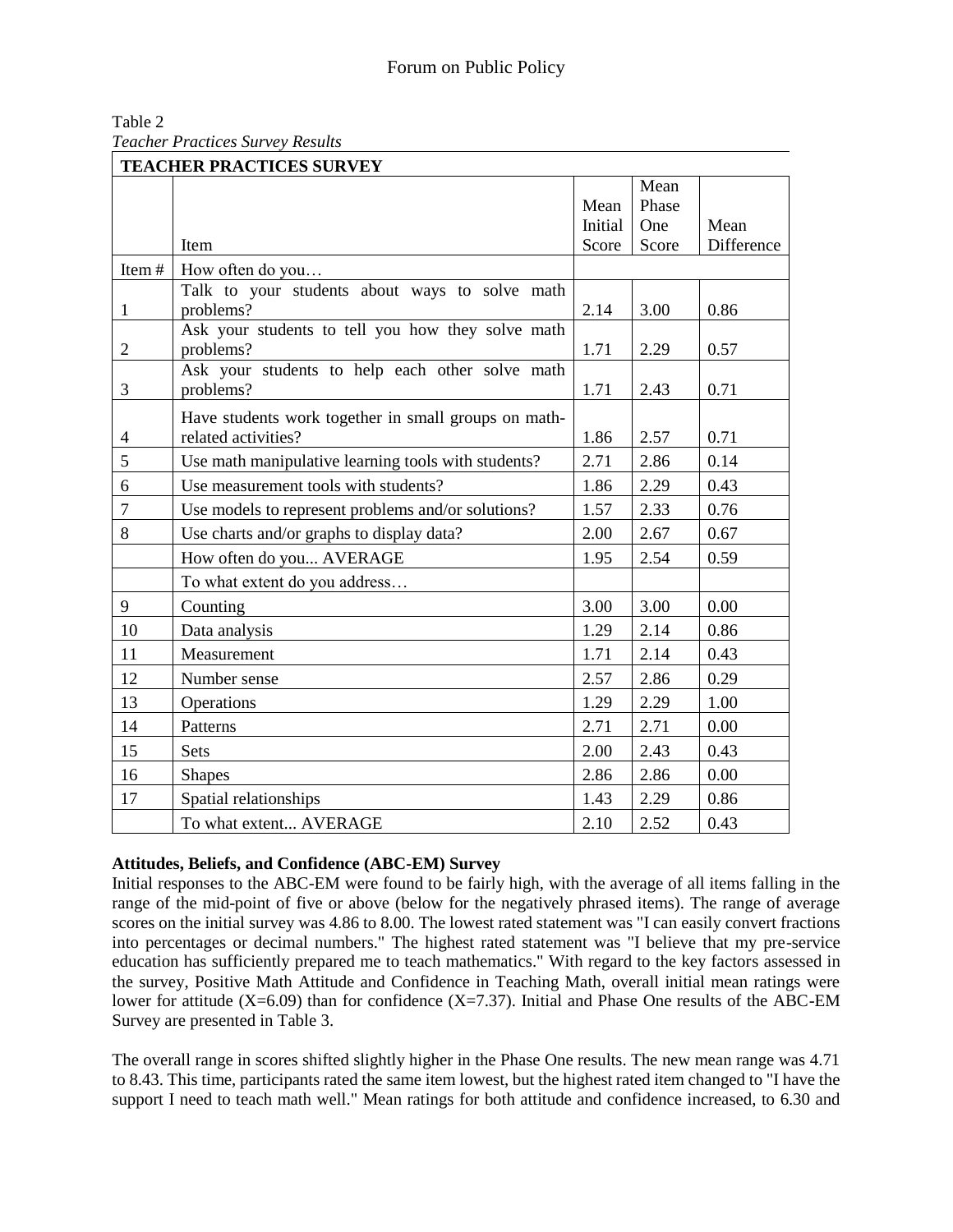Table 2
*Teacher Practices Survey Results*

| TEACHER PRACTICES SURVEY | | | | |
|---|---|---|---|---|
| | Item | Mean Initial Score | Mean Phase One Score | Mean Difference |
| Item # | How often do you… | | | |
| 1 | Talk to your students about ways to solve math problems? | 2.14 | 3.00 | 0.86 |
| 2 | Ask your students to tell you how they solve math problems? | 1.71 | 2.29 | 0.57 |
| 3 | Ask your students to help each other solve math problems? | 1.71 | 2.43 | 0.71 |
| 4 | Have students work together in small groups on math-related activities? | 1.86 | 2.57 | 0.71 |
| 5 | Use math manipulative learning tools with students? | 2.71 | 2.86 | 0.14 |
| 6 | Use measurement tools with students? | 1.86 | 2.29 | 0.43 |
| 7 | Use models to represent problems and/or solutions? | 1.57 | 2.33 | 0.76 |
| 8 | Use charts and/or graphs to display data? | 2.00 | 2.67 | 0.67 |
| | How often do you... AVERAGE | 1.95 | 2.54 | 0.59 |
| | To what extent do you address… | | | |
| 9 | Counting | 3.00 | 3.00 | 0.00 |
| 10 | Data analysis | 1.29 | 2.14 | 0.86 |
| 11 | Measurement | 1.71 | 2.14 | 0.43 |
| 12 | Number sense | 2.57 | 2.86 | 0.29 |
| 13 | Operations | 1.29 | 2.29 | 1.00 |
| 14 | Patterns | 2.71 | 2.71 | 0.00 |
| 15 | Sets | 2.00 | 2.43 | 0.43 |
| 16 | Shapes | 2.86 | 2.86 | 0.00 |
| 17 | Spatial relationships | 1.43 | 2.29 | 0.86 |
| | To what extent... AVERAGE | 2.10 | 2.52 | 0.43 |

**Attitudes, Beliefs, and Confidence (ABC-EM) Survey**

Initial responses to the ABC-EM were found to be fairly high, with the average of all items falling in the range of the mid-point of five or above (below for the negatively phrased items). The range of average scores on the initial survey was 4.86 to 8.00. The lowest rated statement was "I can easily convert fractions into percentages or decimal numbers." The highest rated statement was "I believe that my pre-service education has sufficiently prepared me to teach mathematics." With regard to the key factors assessed in the survey, Positive Math Attitude and Confidence in Teaching Math, overall initial mean ratings were lower for attitude (X=6.09) than for confidence (X=7.37). Initial and Phase One results of the ABC-EM Survey are presented in Table 3.

The overall range in scores shifted slightly higher in the Phase One results. The new mean range was 4.71 to 8.43. This time, participants rated the same item lowest, but the highest rated item changed to "I have the support I need to teach math well." Mean ratings for both attitude and confidence increased, to 6.30 and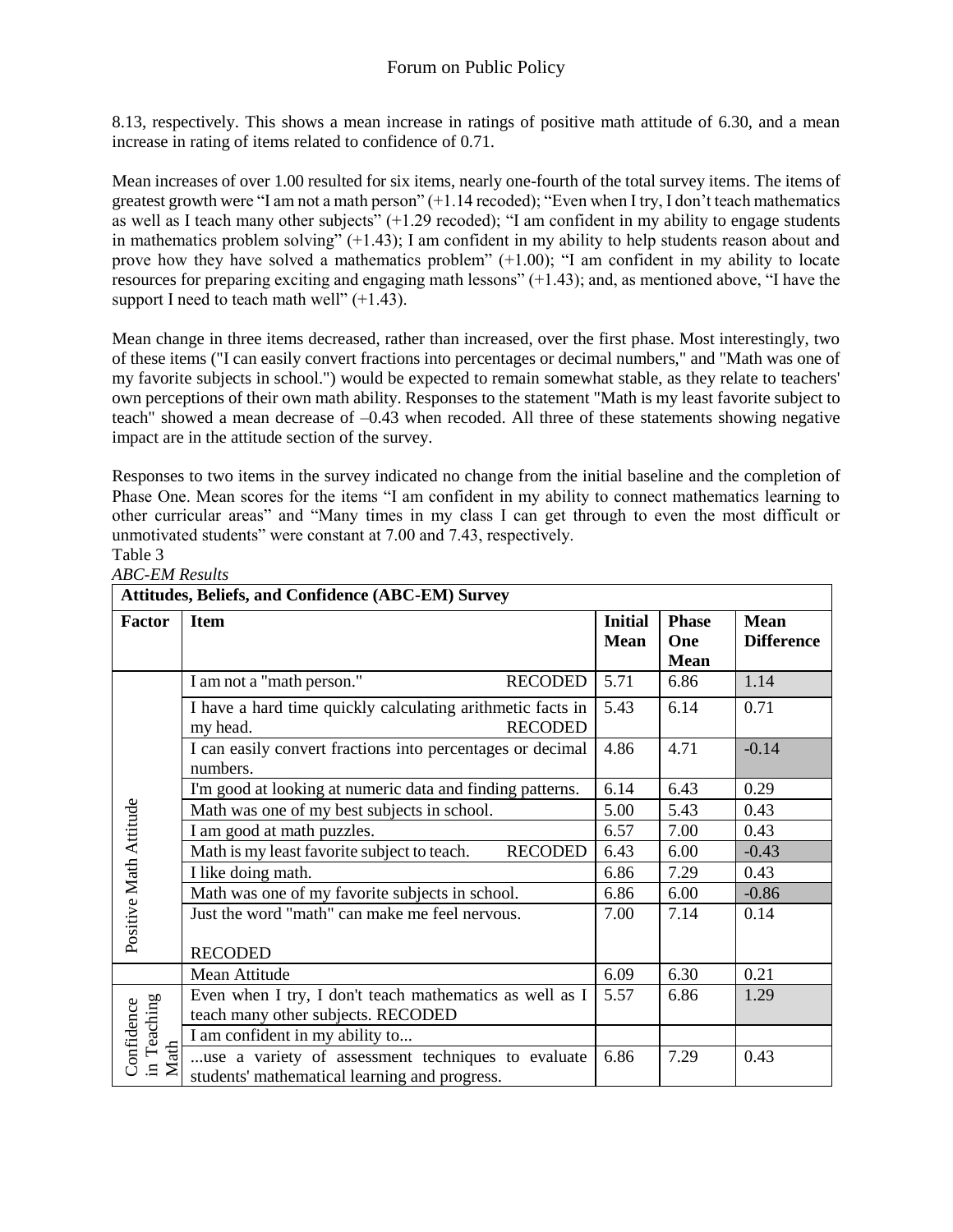8.13, respectively. This shows a mean increase in ratings of positive math attitude of 6.30, and a mean increase in rating of items related to confidence of 0.71.

Mean increases of over 1.00 resulted for six items, nearly one-fourth of the total survey items. The items of greatest growth were "I am not a math person" (+1.14 recoded); "Even when I try, I don't teach mathematics as well as I teach many other subjects" (+1.29 recoded); "I am confident in my ability to engage students in mathematics problem solving" (+1.43); I am confident in my ability to help students reason about and prove how they have solved a mathematics problem" (+1.00); "I am confident in my ability to locate resources for preparing exciting and engaging math lessons" (+1.43); and, as mentioned above, "I have the support I need to teach math well" (+1.43).

Mean change in three items decreased, rather than increased, over the first phase. Most interestingly, two of these items ("I can easily convert fractions into percentages or decimal numbers," and "Math was one of my favorite subjects in school.") would be expected to remain somewhat stable, as they relate to teachers' own perceptions of their own math ability. Responses to the statement "Math is my least favorite subject to teach" showed a mean decrease of –0.43 when recoded. All three of these statements showing negative impact are in the attitude section of the survey.

Responses to two items in the survey indicated no change from the initial baseline and the completion of Phase One. Mean scores for the items "I am confident in my ability to connect mathematics learning to other curricular areas" and "Many times in my class I can get through to even the most difficult or unmotivated students" were constant at 7.00 and 7.43, respectively.

Table 3

*ABC-EM Results*

| **Attitudes, Beliefs, and Confidence (ABC-EM) Survey** | | | | |
|---|---|---|---|---|
| **Factor** | **Item** | **Initial Mean** | **Phase One Mean** | **Mean Difference** |
| Positive Math Attitude | I am not a "math person." RECODED | 5.71 | 6.86 | 1.14 |
| | I have a hard time quickly calculating arithmetic facts in my head. RECODED | 5.43 | 6.14 | 0.71 |
| | I can easily convert fractions into percentages or decimal numbers. | 4.86 | 4.71 | -0.14 |
| | I'm good at looking at numeric data and finding patterns. | 6.14 | 6.43 | 0.29 |
| | Math was one of my best subjects in school. | 5.00 | 5.43 | 0.43 |
| | I am good at math puzzles. | 6.57 | 7.00 | 0.43 |
| | Math is my least favorite subject to teach. RECODED | 6.43 | 6.00 | -0.43 |
| | I like doing math. | 6.86 | 7.29 | 0.43 |
| | Math was one of my favorite subjects in school. | 6.86 | 6.00 | -0.86 |
| | Just the word "math" can make me feel nervous. RECODED | 7.00 | 7.14 | 0.14 |
| | Mean Attitude | 6.09 | 6.30 | 0.21 |
| Confidence in Teaching Math | Even when I try, I don't teach mathematics as well as I teach many other subjects. RECODED | 5.57 | 6.86 | 1.29 |
| | I am confident in my ability to... | | | |
| | ...use a variety of assessment techniques to evaluate students' mathematical learning and progress. | 6.86 | 7.29 | 0.43 |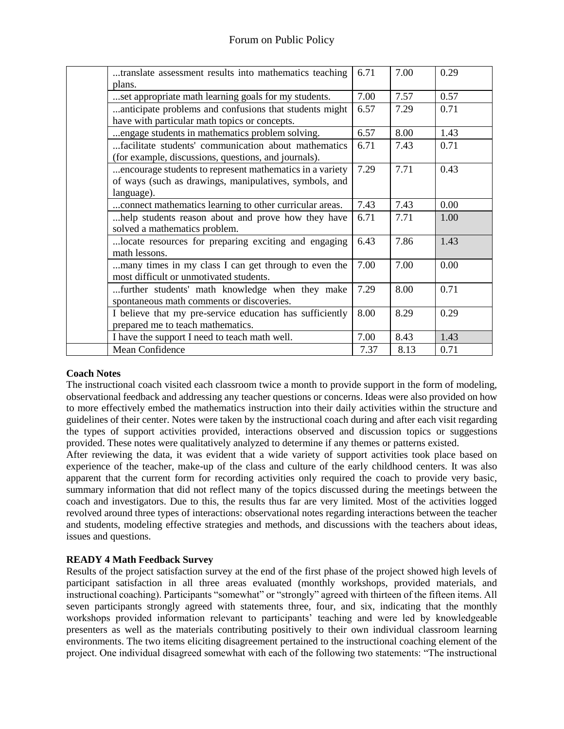| | ...translate assessment results into mathematics teaching plans. | 6.71 | 7.00 | 0.29 |
|---|---|---|---|---|
| | ...set appropriate math learning goals for my students. | 7.00 | 7.57 | 0.57 |
| | ...anticipate problems and confusions that students might have with particular math topics or concepts. | 6.57 | 7.29 | 0.71 |
| | ...engage students in mathematics problem solving. | 6.57 | 8.00 | 1.43 |
| | ...facilitate students' communication about mathematics (for example, discussions, questions, and journals). | 6.71 | 7.43 | 0.71 |
| | ...encourage students to represent mathematics in a variety of ways (such as drawings, manipulatives, symbols, and language). | 7.29 | 7.71 | 0.43 |
| | ...connect mathematics learning to other curricular areas. | 7.43 | 7.43 | 0.00 |
| | ...help students reason about and prove how they have solved a mathematics problem. | 6.71 | 7.71 | 1.00 |
| | ...locate resources for preparing exciting and engaging math lessons. | 6.43 | 7.86 | 1.43 |
| | ...many times in my class I can get through to even the most difficult or unmotivated students. | 7.00 | 7.00 | 0.00 |
| | ...further students' math knowledge when they make spontaneous math comments or discoveries. | 7.29 | 8.00 | 0.71 |
| | I believe that my pre-service education has sufficiently prepared me to teach mathematics. | 8.00 | 8.29 | 0.29 |
| | I have the support I need to teach math well. | 7.00 | 8.43 | 1.43 |
| | Mean Confidence | 7.37 | 8.13 | 0.71 |

**Coach Notes**

The instructional coach visited each classroom twice a month to provide support in the form of modeling, observational feedback and addressing any teacher questions or concerns. Ideas were also provided on how to more effectively embed the mathematics instruction into their daily activities within the structure and guidelines of their center. Notes were taken by the instructional coach during and after each visit regarding the types of support activities provided, interactions observed and discussion topics or suggestions provided. These notes were qualitatively analyzed to determine if any themes or patterns existed.

After reviewing the data, it was evident that a wide variety of support activities took place based on experience of the teacher, make-up of the class and culture of the early childhood centers. It was also apparent that the current form for recording activities only required the coach to provide very basic, summary information that did not reflect many of the topics discussed during the meetings between the coach and investigators. Due to this, the results thus far are very limited. Most of the activities logged revolved around three types of interactions: observational notes regarding interactions between the teacher and students, modeling effective strategies and methods, and discussions with the teachers about ideas, issues and questions.

**READY 4 Math Feedback Survey**

Results of the project satisfaction survey at the end of the first phase of the project showed high levels of participant satisfaction in all three areas evaluated (monthly workshops, provided materials, and instructional coaching). Participants "somewhat" or "strongly" agreed with thirteen of the fifteen items. All seven participants strongly agreed with statements three, four, and six, indicating that the monthly workshops provided information relevant to participants' teaching and were led by knowledgeable presenters as well as the materials contributing positively to their own individual classroom learning environments. The two items eliciting disagreement pertained to the instructional coaching element of the project. One individual disagreed somewhat with each of the following two statements: "The instructional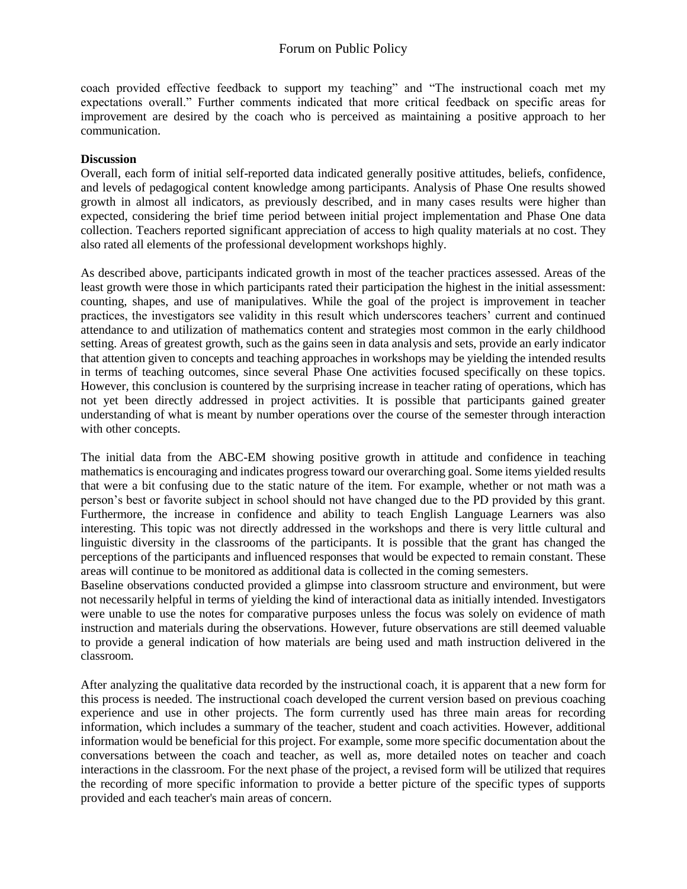coach provided effective feedback to support my teaching" and "The instructional coach met my expectations overall." Further comments indicated that more critical feedback on specific areas for improvement are desired by the coach who is perceived as maintaining a positive approach to her communication.

**Discussion**

Overall, each form of initial self-reported data indicated generally positive attitudes, beliefs, confidence, and levels of pedagogical content knowledge among participants. Analysis of Phase One results showed growth in almost all indicators, as previously described, and in many cases results were higher than expected, considering the brief time period between initial project implementation and Phase One data collection. Teachers reported significant appreciation of access to high quality materials at no cost. They also rated all elements of the professional development workshops highly.

As described above, participants indicated growth in most of the teacher practices assessed. Areas of the least growth were those in which participants rated their participation the highest in the initial assessment: counting, shapes, and use of manipulatives. While the goal of the project is improvement in teacher practices, the investigators see validity in this result which underscores teachers' current and continued attendance to and utilization of mathematics content and strategies most common in the early childhood setting. Areas of greatest growth, such as the gains seen in data analysis and sets, provide an early indicator that attention given to concepts and teaching approaches in workshops may be yielding the intended results in terms of teaching outcomes, since several Phase One activities focused specifically on these topics. However, this conclusion is countered by the surprising increase in teacher rating of operations, which has not yet been directly addressed in project activities. It is possible that participants gained greater understanding of what is meant by number operations over the course of the semester through interaction with other concepts.

The initial data from the ABC-EM showing positive growth in attitude and confidence in teaching mathematics is encouraging and indicates progress toward our overarching goal. Some items yielded results that were a bit confusing due to the static nature of the item. For example, whether or not math was a person's best or favorite subject in school should not have changed due to the PD provided by this grant. Furthermore, the increase in confidence and ability to teach English Language Learners was also interesting. This topic was not directly addressed in the workshops and there is very little cultural and linguistic diversity in the classrooms of the participants. It is possible that the grant has changed the perceptions of the participants and influenced responses that would be expected to remain constant. These areas will continue to be monitored as additional data is collected in the coming semesters.

Baseline observations conducted provided a glimpse into classroom structure and environment, but were not necessarily helpful in terms of yielding the kind of interactional data as initially intended. Investigators were unable to use the notes for comparative purposes unless the focus was solely on evidence of math instruction and materials during the observations. However, future observations are still deemed valuable to provide a general indication of how materials are being used and math instruction delivered in the classroom.

After analyzing the qualitative data recorded by the instructional coach, it is apparent that a new form for this process is needed. The instructional coach developed the current version based on previous coaching experience and use in other projects. The form currently used has three main areas for recording information, which includes a summary of the teacher, student and coach activities. However, additional information would be beneficial for this project. For example, some more specific documentation about the conversations between the coach and teacher, as well as, more detailed notes on teacher and coach interactions in the classroom. For the next phase of the project, a revised form will be utilized that requires the recording of more specific information to provide a better picture of the specific types of supports provided and each teacher's main areas of concern.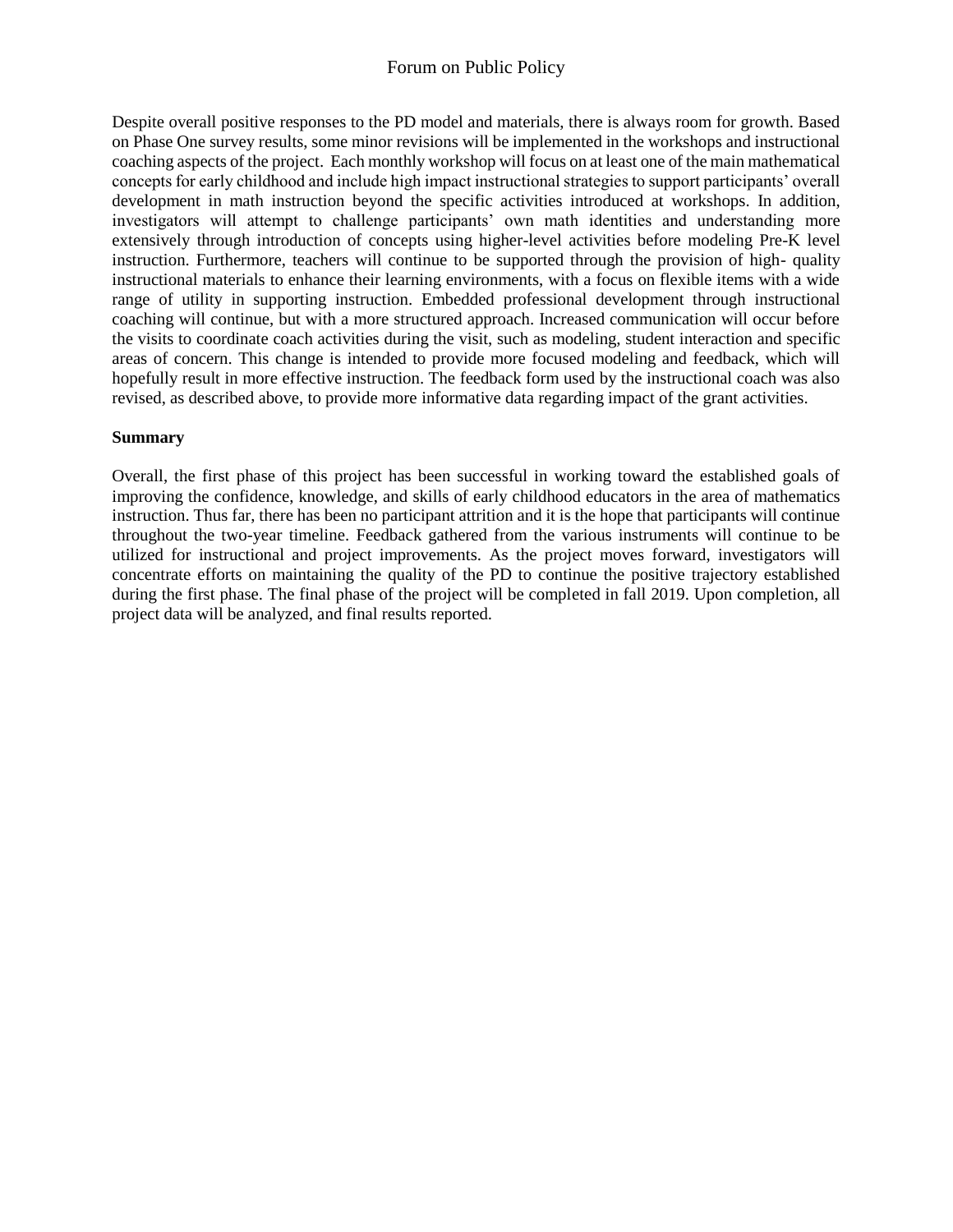Despite overall positive responses to the PD model and materials, there is always room for growth. Based on Phase One survey results, some minor revisions will be implemented in the workshops and instructional coaching aspects of the project. Each monthly workshop will focus on at least one of the main mathematical concepts for early childhood and include high impact instructional strategies to support participants' overall development in math instruction beyond the specific activities introduced at workshops. In addition, investigators will attempt to challenge participants' own math identities and understanding more extensively through introduction of concepts using higher-level activities before modeling Pre-K level instruction. Furthermore, teachers will continue to be supported through the provision of high- quality instructional materials to enhance their learning environments, with a focus on flexible items with a wide range of utility in supporting instruction. Embedded professional development through instructional coaching will continue, but with a more structured approach. Increased communication will occur before the visits to coordinate coach activities during the visit, such as modeling, student interaction and specific areas of concern. This change is intended to provide more focused modeling and feedback, which will hopefully result in more effective instruction. The feedback form used by the instructional coach was also revised, as described above, to provide more informative data regarding impact of the grant activities.

**Summary**

Overall, the first phase of this project has been successful in working toward the established goals of improving the confidence, knowledge, and skills of early childhood educators in the area of mathematics instruction. Thus far, there has been no participant attrition and it is the hope that participants will continue throughout the two-year timeline. Feedback gathered from the various instruments will continue to be utilized for instructional and project improvements. As the project moves forward, investigators will concentrate efforts on maintaining the quality of the PD to continue the positive trajectory established during the first phase. The final phase of the project will be completed in fall 2019. Upon completion, all project data will be analyzed, and final results reported.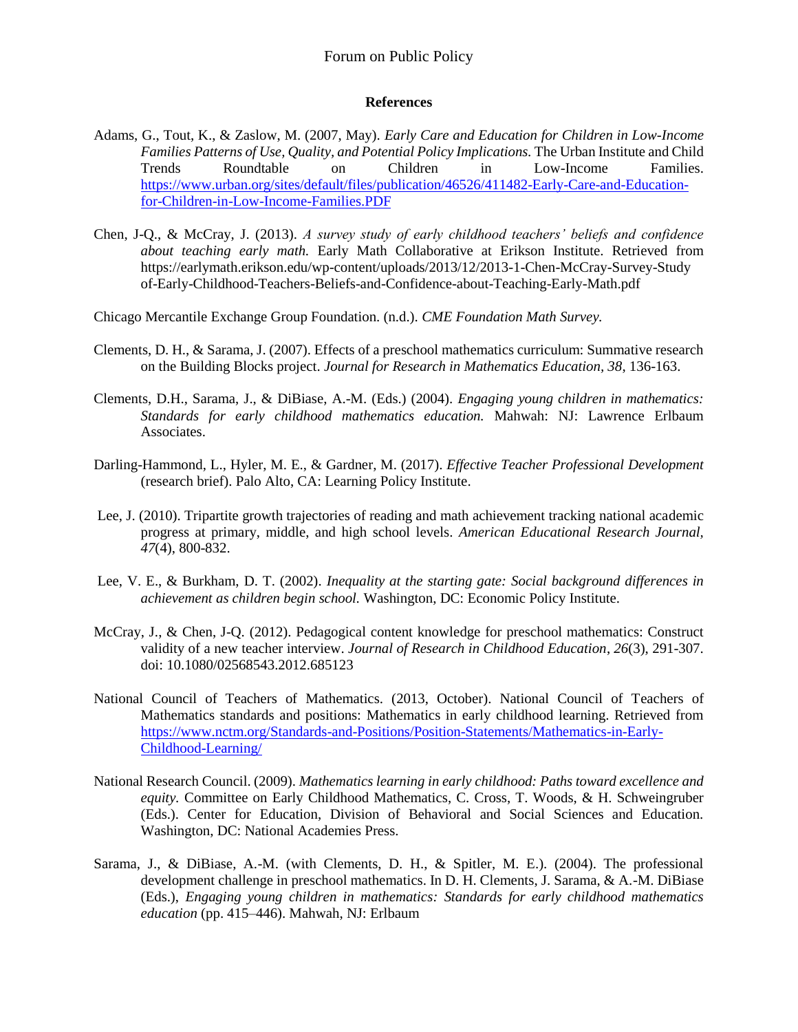## References

Adams, G., Tout, K., & Zaslow, M. (2007, May). *Early Care and Education for Children in Low-Income Families Patterns of Use, Quality, and Potential Policy Implications.* The Urban Institute and Child Trends Roundtable on Children in Low-Income Families. https://www.urban.org/sites/default/files/publication/46526/411482-Early-Care-and-Education-for-Children-in-Low-Income-Families.PDF

Chen, J-Q., & McCray, J. (2013). *A survey study of early childhood teachers' beliefs and confidence about teaching early math.* Early Math Collaborative at Erikson Institute. Retrieved from https://earlymath.erikson.edu/wp-content/uploads/2013/12/2013-1-Chen-McCray-Survey-Study of-Early-Childhood-Teachers-Beliefs-and-Confidence-about-Teaching-Early-Math.pdf

Chicago Mercantile Exchange Group Foundation. (n.d.). *CME Foundation Math Survey.*

Clements, D. H., & Sarama, J. (2007). Effects of a preschool mathematics curriculum: Summative research on the Building Blocks project. *Journal for Research in Mathematics Education, 38*, 136-163.

Clements, D.H., Sarama, J., & DiBiase, A.-M. (Eds.) (2004). *Engaging young children in mathematics: Standards for early childhood mathematics education.* Mahwah: NJ: Lawrence Erlbaum Associates.

Darling-Hammond, L., Hyler, M. E., & Gardner, M. (2017). *Effective Teacher Professional Development* (research brief). Palo Alto, CA: Learning Policy Institute.

Lee, J. (2010). Tripartite growth trajectories of reading and math achievement tracking national academic progress at primary, middle, and high school levels. *American Educational Research Journal, 47*(4), 800-832.

Lee, V. E., & Burkham, D. T. (2002). *Inequality at the starting gate: Social background differences in achievement as children begin school.* Washington, DC: Economic Policy Institute.

McCray, J., & Chen, J-Q. (2012). Pedagogical content knowledge for preschool mathematics: Construct validity of a new teacher interview. *Journal of Research in Childhood Education*, *26*(3), 291-307. doi: 10.1080/02568543.2012.685123

National Council of Teachers of Mathematics. (2013, October). National Council of Teachers of Mathematics standards and positions: Mathematics in early childhood learning. Retrieved from https://www.nctm.org/Standards-and-Positions/Position-Statements/Mathematics-in-Early-Childhood-Learning/

National Research Council. (2009). *Mathematics learning in early childhood: Paths toward excellence and equity.* Committee on Early Childhood Mathematics, C. Cross, T. Woods, & H. Schweingruber (Eds.). Center for Education, Division of Behavioral and Social Sciences and Education. Washington, DC: National Academies Press.

Sarama, J., & DiBiase, A.-M. (with Clements, D. H., & Spitler, M. E.). (2004). The professional development challenge in preschool mathematics. In D. H. Clements, J. Sarama, & A.-M. DiBiase (Eds.), *Engaging young children in mathematics: Standards for early childhood mathematics education* (pp. 415–446). Mahwah, NJ: Erlbaum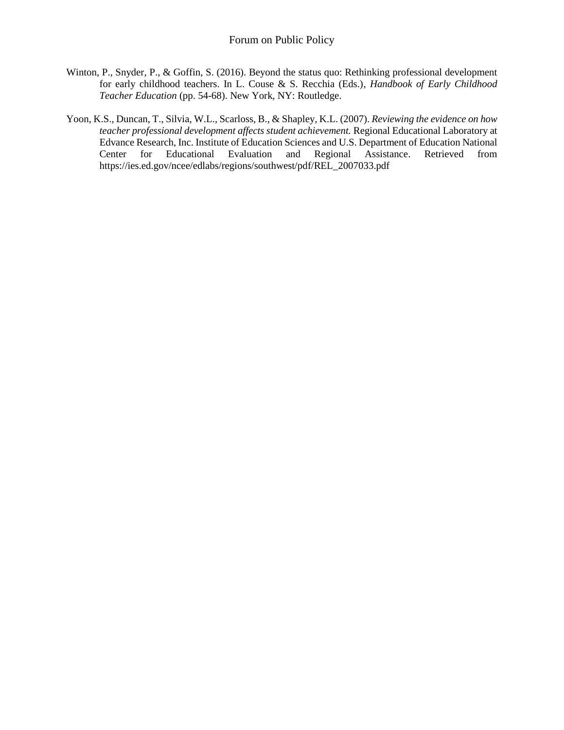Winton, P., Snyder, P., & Goffin, S. (2016). Beyond the status quo: Rethinking professional development for early childhood teachers. In L. Couse & S. Recchia (Eds.), *Handbook of Early Childhood Teacher Education* (pp. 54-68). New York, NY: Routledge.

Yoon, K.S., Duncan, T., Silvia, W.L., Scarloss, B., & Shapley, K.L. (2007). *Reviewing the evidence on how teacher professional development affects student achievement.* Regional Educational Laboratory at Edvance Research, Inc. Institute of Education Sciences and U.S. Department of Education National Center for Educational Evaluation and Regional Assistance. Retrieved from https://ies.ed.gov/ncee/edlabs/regions/southwest/pdf/REL_2007033.pdf